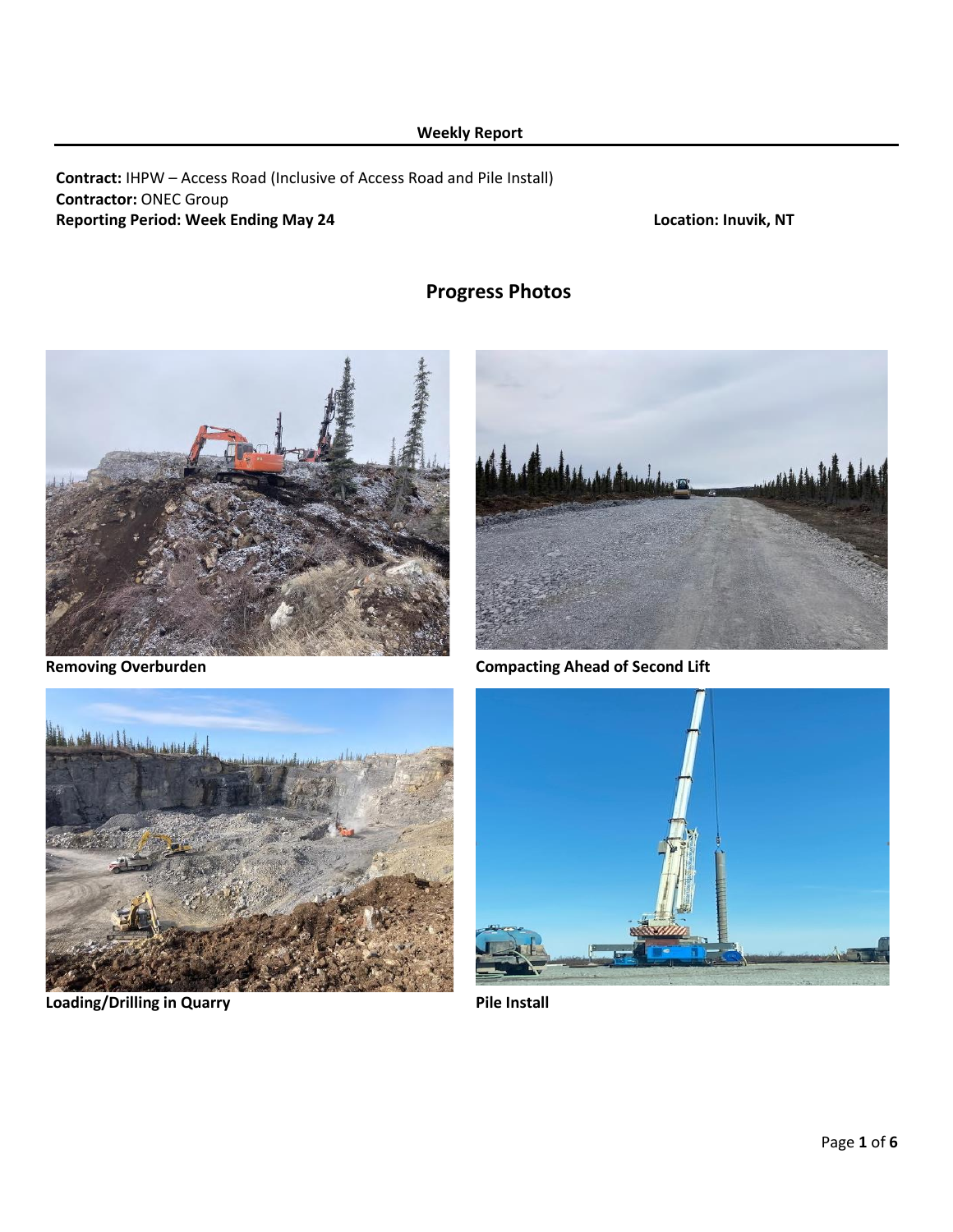**Weekly Report**

**Contract:** IHPW – Access Road (Inclusive of Access Road and Pile Install)
**Contractor:** ONEC Group
**Reporting Period: Week Ending May 24** **Location: Inuvik, NT**

## Progress Photos

**Removing Overburden**

**Compacting Ahead of Second Lift**

**Loading/Drilling in Quarry**

**Pile Install**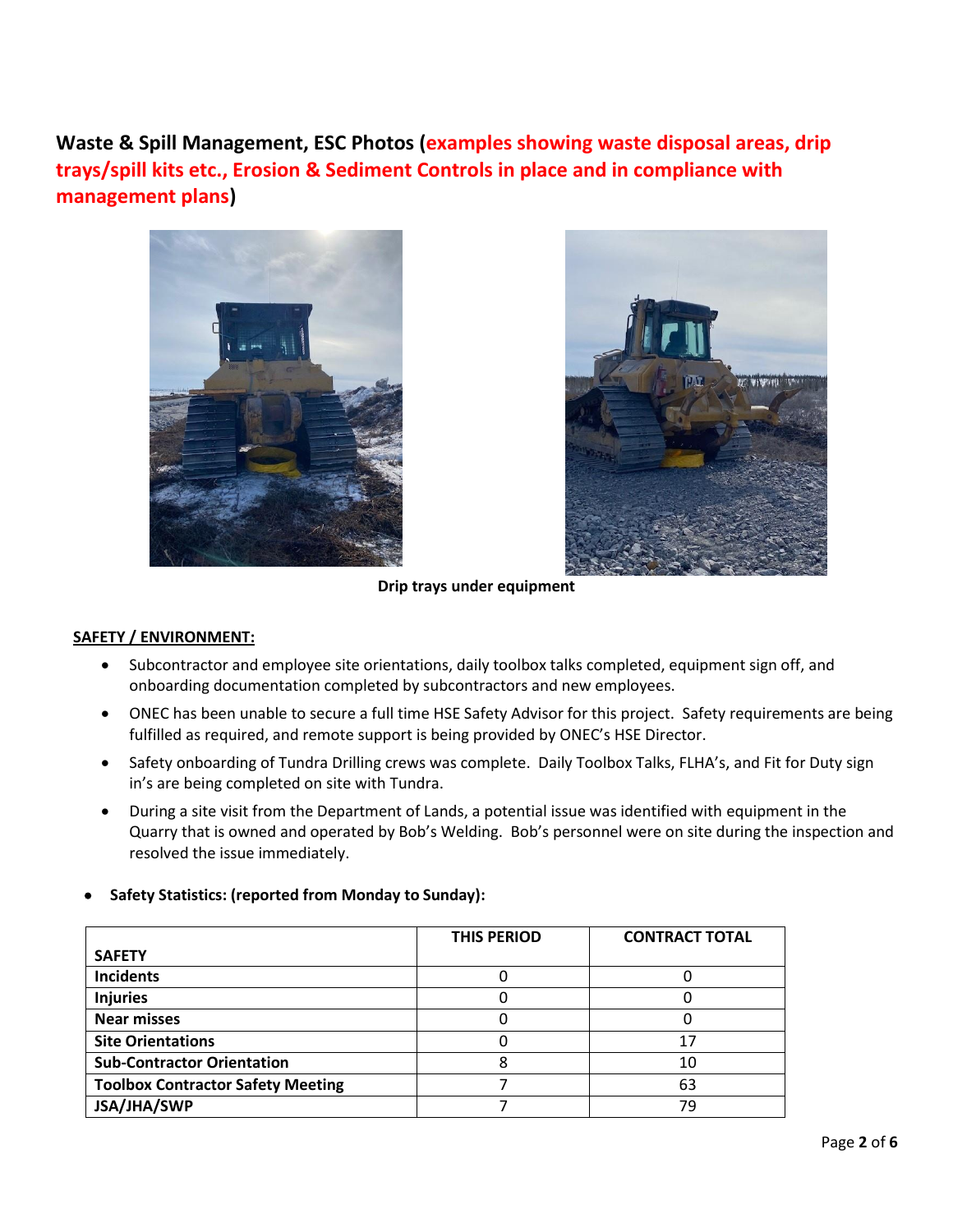## Waste & Spill Management, ESC Photos (examples showing waste disposal areas, drip trays/spill kits etc., Erosion & Sediment Controls in place and in compliance with management plans)

**Drip trays under equipment**

**<u>SAFETY / ENVIRONMENT:</u>**

- Subcontractor and employee site orientations, daily toolbox talks completed, equipment sign off, and onboarding documentation completed by subcontractors and new employees.
- ONEC has been unable to secure a full time HSE Safety Advisor for this project. Safety requirements are being fulfilled as required, and remote support is being provided by ONEC's HSE Director.
- Safety onboarding of Tundra Drilling crews was complete. Daily Toolbox Talks, FLHA's, and Fit for Duty sign in's are being completed on site with Tundra.
- During a site visit from the Department of Lands, a potential issue was identified with equipment in the Quarry that is owned and operated by Bob's Welding. Bob's personnel were on site during the inspection and resolved the issue immediately.

- **Safety Statistics: (reported from Monday to Sunday):**

| SAFETY | THIS PERIOD | CONTRACT TOTAL |
|---|---|---|
| **Incidents** | 0 | 0 |
| **Injuries** | 0 | 0 |
| **Near misses** | 0 | 0 |
| **Site Orientations** | 0 | 17 |
| **Sub-Contractor Orientation** | 8 | 10 |
| **Toolbox Contractor Safety Meeting** | 7 | 63 |
| **JSA/JHA/SWP** | 7 | 79 |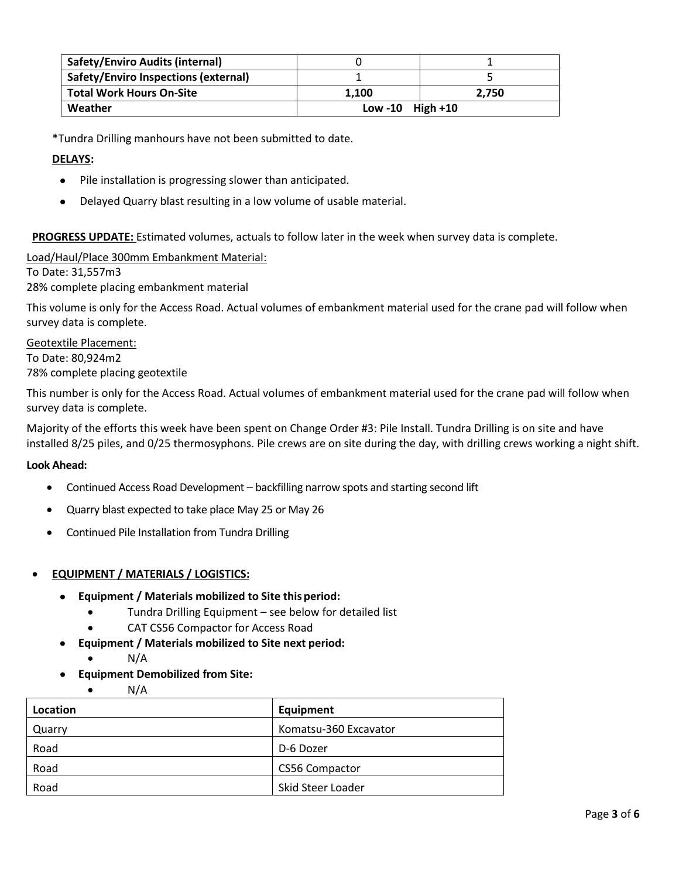| Safety/Enviro Audits (internal) | 0 | 1 |
|---|---|---|
| Safety/Enviro Inspections (external) | 1 | 5 |
| **Total Work Hours On-Site** | **1,100** | **2,750** |
| **Weather** | **Low -10 High +10** | |

*Tundra Drilling manhours have not been submitted to date.

**DELAYS:**

- Pile installation is progressing slower than anticipated.
- Delayed Quarry blast resulting in a low volume of usable material.

**PROGRESS UPDATE:** Estimated volumes, actuals to follow later in the week when survey data is complete.

Load/Haul/Place 300mm Embankment Material:
To Date: 31,557m3
28% complete placing embankment material

This volume is only for the Access Road. Actual volumes of embankment material used for the crane pad will follow when survey data is complete.

Geotextile Placement:
To Date: 80,924m2
78% complete placing geotextile

This number is only for the Access Road. Actual volumes of embankment material used for the crane pad will follow when survey data is complete.

Majority of the efforts this week have been spent on Change Order #3: Pile Install. Tundra Drilling is on site and have installed 8/25 piles, and 0/25 thermosyphons. Pile crews are on site during the day, with drilling crews working a night shift.

**Look Ahead:**

- Continued Access Road Development – backfilling narrow spots and starting second lift
- Quarry blast expected to take place May 25 or May 26
- Continued Pile Installation from Tundra Drilling

- **EQUIPMENT / MATERIALS / LOGISTICS:**
  - **Equipment / Materials mobilized to Site this period:**
    - Tundra Drilling Equipment – see below for detailed list
    - CAT CS56 Compactor for Access Road
  - **Equipment / Materials mobilized to Site next period:**
    - N/A
  - **Equipment Demobilized from Site:**
    - N/A

| Location | Equipment |
|---|---|
| Quarry | Komatsu-360 Excavator |
| Road | D-6 Dozer |
| Road | CS56 Compactor |
| Road | Skid Steer Loader |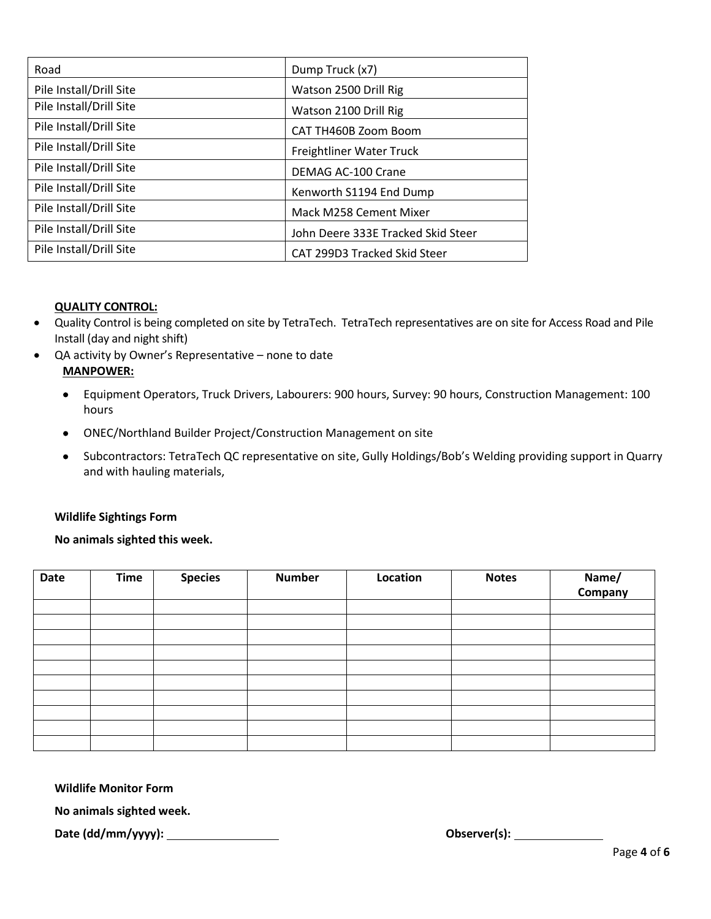| Road | Dump Truck (x7) |
|---|---|
| Pile Install/Drill Site | Watson 2500 Drill Rig |
| Pile Install/Drill Site | Watson 2100 Drill Rig |
| Pile Install/Drill Site | CAT TH460B Zoom Boom |
| Pile Install/Drill Site | Freightliner Water Truck |
| Pile Install/Drill Site | DEMAG AC-100 Crane |
| Pile Install/Drill Site | Kenworth S1194 End Dump |
| Pile Install/Drill Site | Mack M258 Cement Mixer |
| Pile Install/Drill Site | John Deere 333E Tracked Skid Steer |
| Pile Install/Drill Site | CAT 299D3 Tracked Skid Steer |

**QUALITY CONTROL:**

- Quality Control is being completed on site by TetraTech. TetraTech representatives are on site for Access Road and Pile Install (day and night shift)
- QA activity by Owner's Representative – none to date

**MANPOWER:**

- Equipment Operators, Truck Drivers, Labourers: 900 hours, Survey: 90 hours, Construction Management: 100 hours
- ONEC/Northland Builder Project/Construction Management on site
- Subcontractors: TetraTech QC representative on site, Gully Holdings/Bob's Welding providing support in Quarry and with hauling materials,

**Wildlife Sightings Form**

**No animals sighted this week.**

| Date | Time | Species | Number | Location | Notes | Name/ Company |
|---|---|---|---|---|---|---|
| | | | | | | |
| | | | | | | |
| | | | | | | |
| | | | | | | |
| | | | | | | |
| | | | | | | |
| | | | | | | |
| | | | | | | |
| | | | | | | |
| | | | | | | |

**Wildlife Monitor Form**

**No animals sighted week.**

**Date (dd/mm/yyyy):** ______________ **Observer(s):** ______________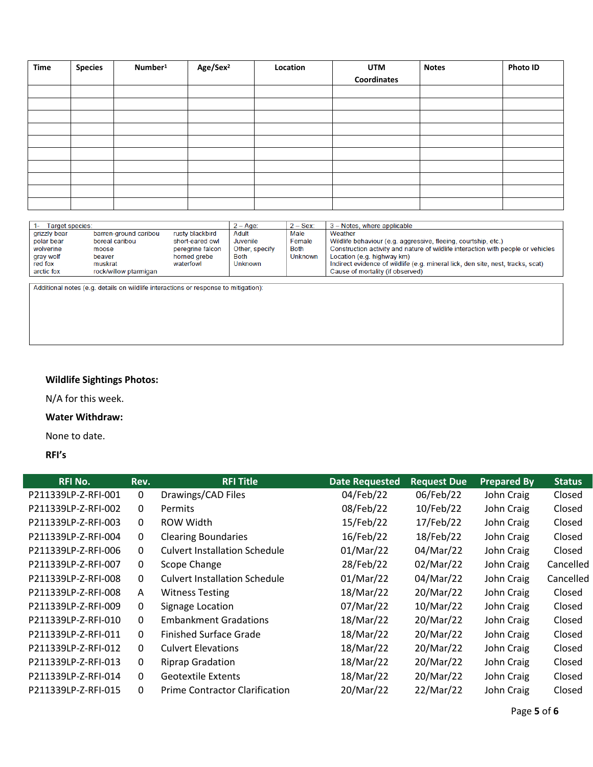| Time | Species | Number[1] | Age/Sex[2] | Location | UTM Coordinates | Notes | Photo ID |
|---|---|---|---|---|---|---|---|
| | | | | | | | |
| | | | | | | | |
| | | | | | | | |
| | | | | | | | |
| | | | | | | | |
| | | | | | | | |
| | | | | | | | |
| | | | | | | | |
| | | | | | | | |
| | | | | | | | |

| 1- Target species: | | | 2 – Age: | 2 – Sex: | 3 – Notes, where applicable |
|---|---|---|---|---|---|
| grizzly bear | barren-ground caribou | rusty blackbird | Adult | Male | Weather |
| polar bear | boreal caribou | short-eared owl | Juvenile | Female | Wildlife behaviour (e.g. aggressive, fleeing, courtship, etc.) |
| wolverine | moose | peregrine falcon | Other, specify | Both | Construction activity and nature of wildlife interaction with people or vehicles |
| gray wolf | beaver | horned grebe | Both | Unknown | Location (e.g. highway km) |
| red fox | muskrat | waterfowl | Unknown | | Indirect evidence of wildlife (e.g. mineral lick, den site, nest, tracks, scat) |
| arctic fox | rock/willow ptarmigan | | | | Cause of mortality (if observed) |

Additional notes (e.g. details on wildlife interactions or response to mitigation):

**Wildlife Sightings Photos:**

N/A for this week.

**Water Withdraw:**

None to date.

**RFI's**

| RFI No. | Rev. | RFI Title | Date Requested | Request Due | Prepared By | Status |
|---|---|---|---|---|---|---|
| P211339LP-Z-RFI-001 | 0 | Drawings/CAD Files | 04/Feb/22 | 06/Feb/22 | John Craig | Closed |
| P211339LP-Z-RFI-002 | 0 | Permits | 08/Feb/22 | 10/Feb/22 | John Craig | Closed |
| P211339LP-Z-RFI-003 | 0 | ROW Width | 15/Feb/22 | 17/Feb/22 | John Craig | Closed |
| P211339LP-Z-RFI-004 | 0 | Clearing Boundaries | 16/Feb/22 | 18/Feb/22 | John Craig | Closed |
| P211339LP-Z-RFI-006 | 0 | Culvert Installation Schedule | 01/Mar/22 | 04/Mar/22 | John Craig | Closed |
| P211339LP-Z-RFI-007 | 0 | Scope Change | 28/Feb/22 | 02/Mar/22 | John Craig | Cancelled |
| P211339LP-Z-RFI-008 | 0 | Culvert Installation Schedule | 01/Mar/22 | 04/Mar/22 | John Craig | Cancelled |
| P211339LP-Z-RFI-008 | A | Witness Testing | 18/Mar/22 | 20/Mar/22 | John Craig | Closed |
| P211339LP-Z-RFI-009 | 0 | Signage Location | 07/Mar/22 | 10/Mar/22 | John Craig | Closed |
| P211339LP-Z-RFI-010 | 0 | Embankment Gradations | 18/Mar/22 | 20/Mar/22 | John Craig | Closed |
| P211339LP-Z-RFI-011 | 0 | Finished Surface Grade | 18/Mar/22 | 20/Mar/22 | John Craig | Closed |
| P211339LP-Z-RFI-012 | 0 | Culvert Elevations | 18/Mar/22 | 20/Mar/22 | John Craig | Closed |
| P211339LP-Z-RFI-013 | 0 | Riprap Gradation | 18/Mar/22 | 20/Mar/22 | John Craig | Closed |
| P211339LP-Z-RFI-014 | 0 | Geotextile Extents | 18/Mar/22 | 20/Mar/22 | John Craig | Closed |
| P211339LP-Z-RFI-015 | 0 | Prime Contractor Clarification | 20/Mar/22 | 22/Mar/22 | John Craig | Closed |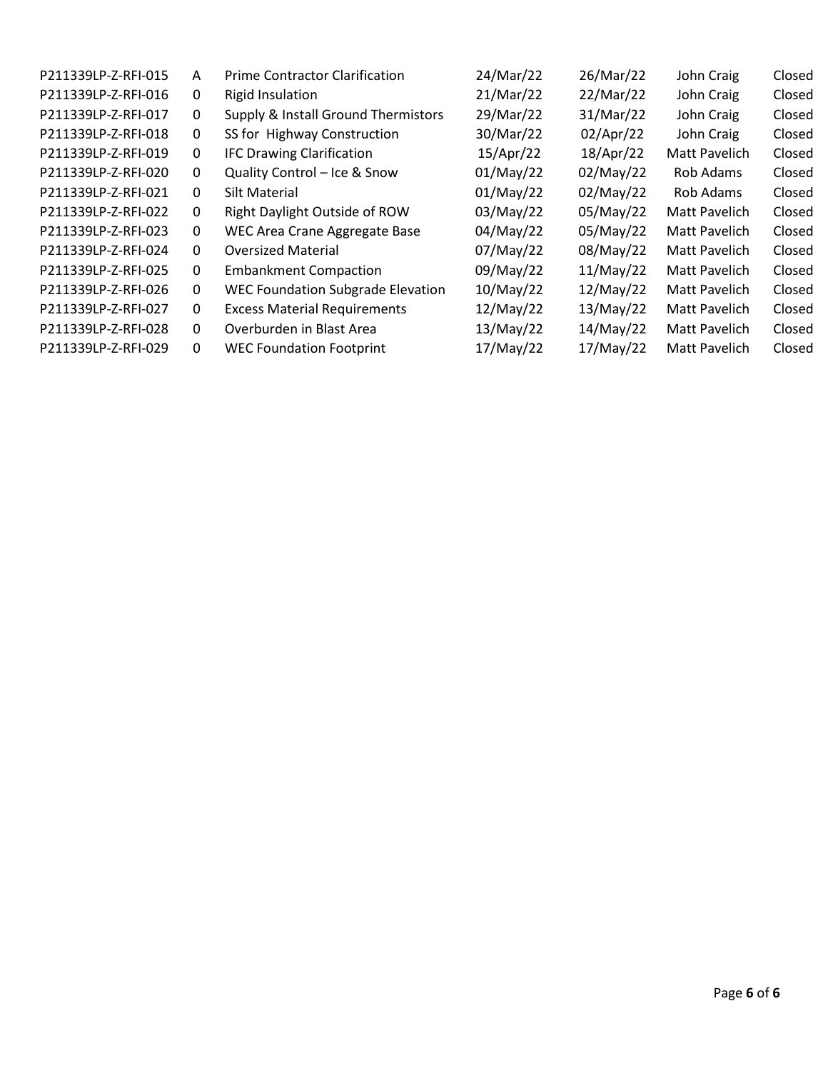| | | | | | | |
|---|---|---|---|---|---|---|
| P211339LP-Z-RFI-015 | A | Prime Contractor Clarification | 24/Mar/22 | 26/Mar/22 | John Craig | Closed |
| P211339LP-Z-RFI-016 | 0 | Rigid Insulation | 21/Mar/22 | 22/Mar/22 | John Craig | Closed |
| P211339LP-Z-RFI-017 | 0 | Supply & Install Ground Thermistors | 29/Mar/22 | 31/Mar/22 | John Craig | Closed |
| P211339LP-Z-RFI-018 | 0 | SS for Highway Construction | 30/Mar/22 | 02/Apr/22 | John Craig | Closed |
| P211339LP-Z-RFI-019 | 0 | IFC Drawing Clarification | 15/Apr/22 | 18/Apr/22 | Matt Pavelich | Closed |
| P211339LP-Z-RFI-020 | 0 | Quality Control – Ice & Snow | 01/May/22 | 02/May/22 | Rob Adams | Closed |
| P211339LP-Z-RFI-021 | 0 | Silt Material | 01/May/22 | 02/May/22 | Rob Adams | Closed |
| P211339LP-Z-RFI-022 | 0 | Right Daylight Outside of ROW | 03/May/22 | 05/May/22 | Matt Pavelich | Closed |
| P211339LP-Z-RFI-023 | 0 | WEC Area Crane Aggregate Base | 04/May/22 | 05/May/22 | Matt Pavelich | Closed |
| P211339LP-Z-RFI-024 | 0 | Oversized Material | 07/May/22 | 08/May/22 | Matt Pavelich | Closed |
| P211339LP-Z-RFI-025 | 0 | Embankment Compaction | 09/May/22 | 11/May/22 | Matt Pavelich | Closed |
| P211339LP-Z-RFI-026 | 0 | WEC Foundation Subgrade Elevation | 10/May/22 | 12/May/22 | Matt Pavelich | Closed |
| P211339LP-Z-RFI-027 | 0 | Excess Material Requirements | 12/May/22 | 13/May/22 | Matt Pavelich | Closed |
| P211339LP-Z-RFI-028 | 0 | Overburden in Blast Area | 13/May/22 | 14/May/22 | Matt Pavelich | Closed |
| P211339LP-Z-RFI-029 | 0 | WEC Foundation Footprint | 17/May/22 | 17/May/22 | Matt Pavelich | Closed |